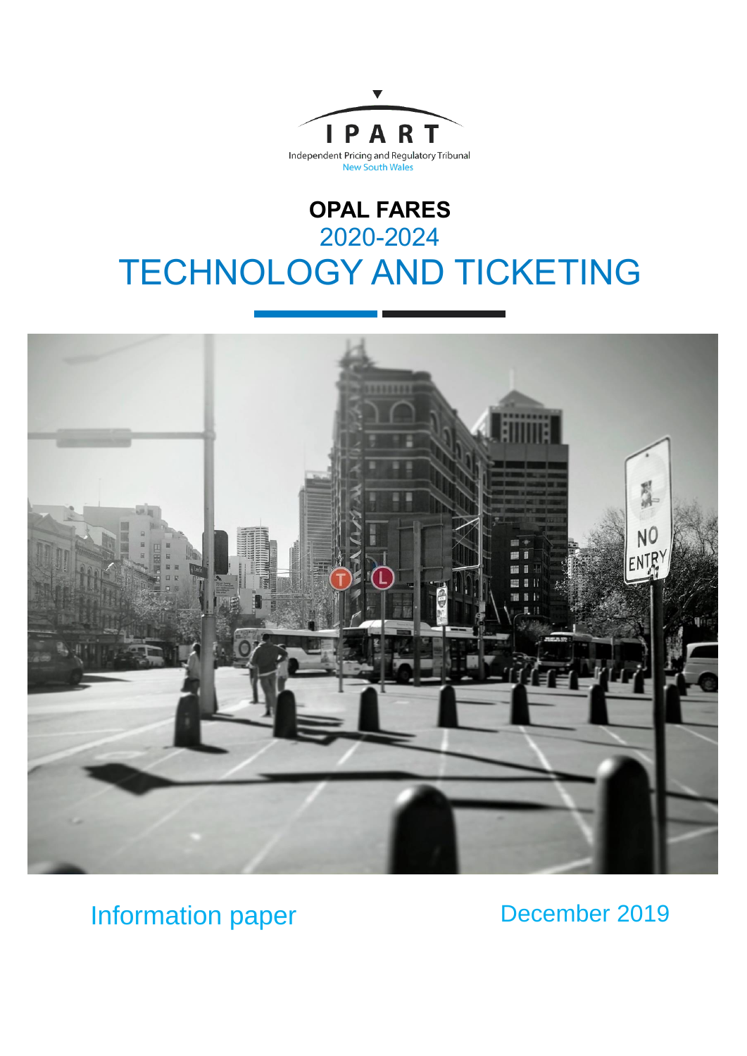IPART

Independent Pricing and Regulatory Tribunal
New South Wales

# OPAL FARES
## 2020-2024
# TECHNOLOGY AND TICKETING

Information paper

December 2019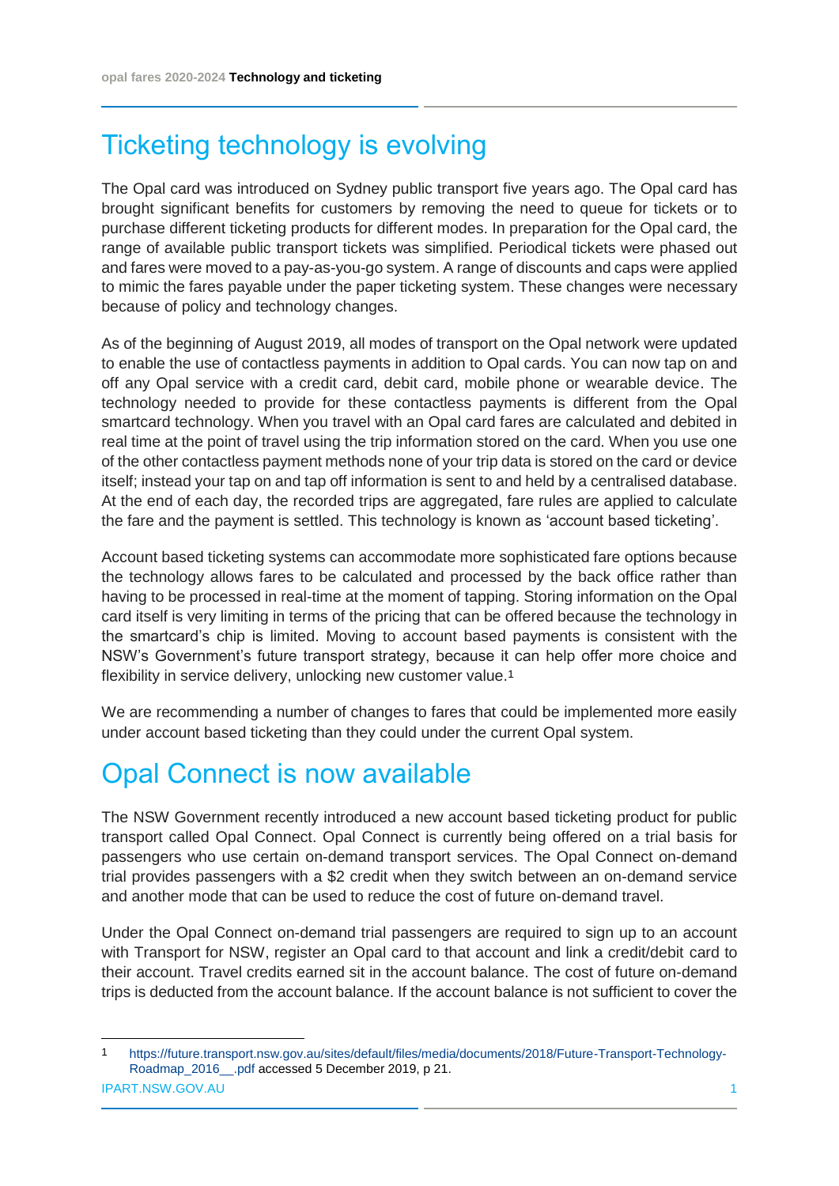# Ticketing technology is evolving

The Opal card was introduced on Sydney public transport five years ago. The Opal card has brought significant benefits for customers by removing the need to queue for tickets or to purchase different ticketing products for different modes. In preparation for the Opal card, the range of available public transport tickets was simplified. Periodical tickets were phased out and fares were moved to a pay-as-you-go system. A range of discounts and caps were applied to mimic the fares payable under the paper ticketing system. These changes were necessary because of policy and technology changes.

As of the beginning of August 2019, all modes of transport on the Opal network were updated to enable the use of contactless payments in addition to Opal cards. You can now tap on and off any Opal service with a credit card, debit card, mobile phone or wearable device. The technology needed to provide for these contactless payments is different from the Opal smartcard technology. When you travel with an Opal card fares are calculated and debited in real time at the point of travel using the trip information stored on the card. When you use one of the other contactless payment methods none of your trip data is stored on the card or device itself; instead your tap on and tap off information is sent to and held by a centralised database. At the end of each day, the recorded trips are aggregated, fare rules are applied to calculate the fare and the payment is settled. This technology is known as 'account based ticketing'.

Account based ticketing systems can accommodate more sophisticated fare options because the technology allows fares to be calculated and processed by the back office rather than having to be processed in real-time at the moment of tapping. Storing information on the Opal card itself is very limiting in terms of the pricing that can be offered because the technology in the smartcard's chip is limited. Moving to account based payments is consistent with the NSW's Government's future transport strategy, because it can help offer more choice and flexibility in service delivery, unlocking new customer value.[1]

We are recommending a number of changes to fares that could be implemented more easily under account based ticketing than they could under the current Opal system.

# Opal Connect is now available

The NSW Government recently introduced a new account based ticketing product for public transport called Opal Connect. Opal Connect is currently being offered on a trial basis for passengers who use certain on-demand transport services. The Opal Connect on-demand trial provides passengers with a $2 credit when they switch between an on-demand service and another mode that can be used to reduce the cost of future on-demand travel.

Under the Opal Connect on-demand trial passengers are required to sign up to an account with Transport for NSW, register an Opal card to that account and link a credit/debit card to their account. Travel credits earned sit in the account balance. The cost of future on-demand trips is deducted from the account balance. If the account balance is not sufficient to cover the

---

[1] https://future.transport.nsw.gov.au/sites/default/files/media/documents/2018/Future-Transport-Technology-Roadmap_2016__.pdf accessed 5 December 2019, p 21.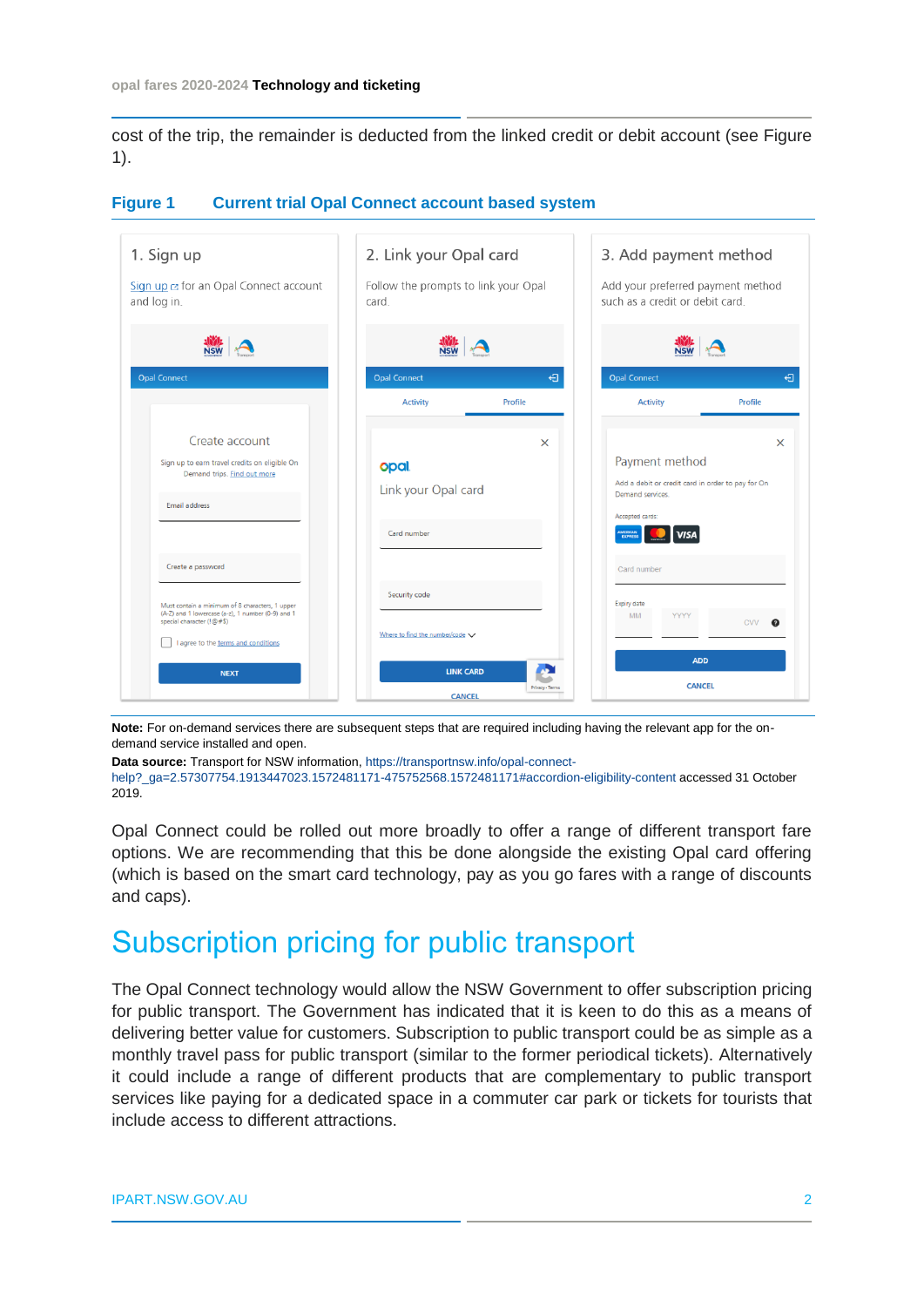cost of the trip, the remainder is deducted from the linked credit or debit account (see Figure 1).

**Figure 1 Current trial Opal Connect account based system**

1. Sign up

Sign up for an Opal Connect account and log in.

2. Link your Opal card

Follow the prompts to link your Opal card.

3. Add payment method

Add your preferred payment method such as a credit or debit card.

**Note:** For on-demand services there are subsequent steps that are required including having the relevant app for the on-demand service installed and open.

**Data source:** Transport for NSW information, https://transportnsw.info/opal-connect-help?_ga=2.57307754.1913447023.1572481171-475752568.1572481171#accordion-eligibility-content accessed 31 October 2019.

Opal Connect could be rolled out more broadly to offer a range of different transport fare options. We are recommending that this be done alongside the existing Opal card offering (which is based on the smart card technology, pay as you go fares with a range of discounts and caps).

# Subscription pricing for public transport

The Opal Connect technology would allow the NSW Government to offer subscription pricing for public transport. The Government has indicated that it is keen to do this as a means of delivering better value for customers. Subscription to public transport could be as simple as a monthly travel pass for public transport (similar to the former periodical tickets). Alternatively it could include a range of different products that are complementary to public transport services like paying for a dedicated space in a commuter car park or tickets for tourists that include access to different attractions.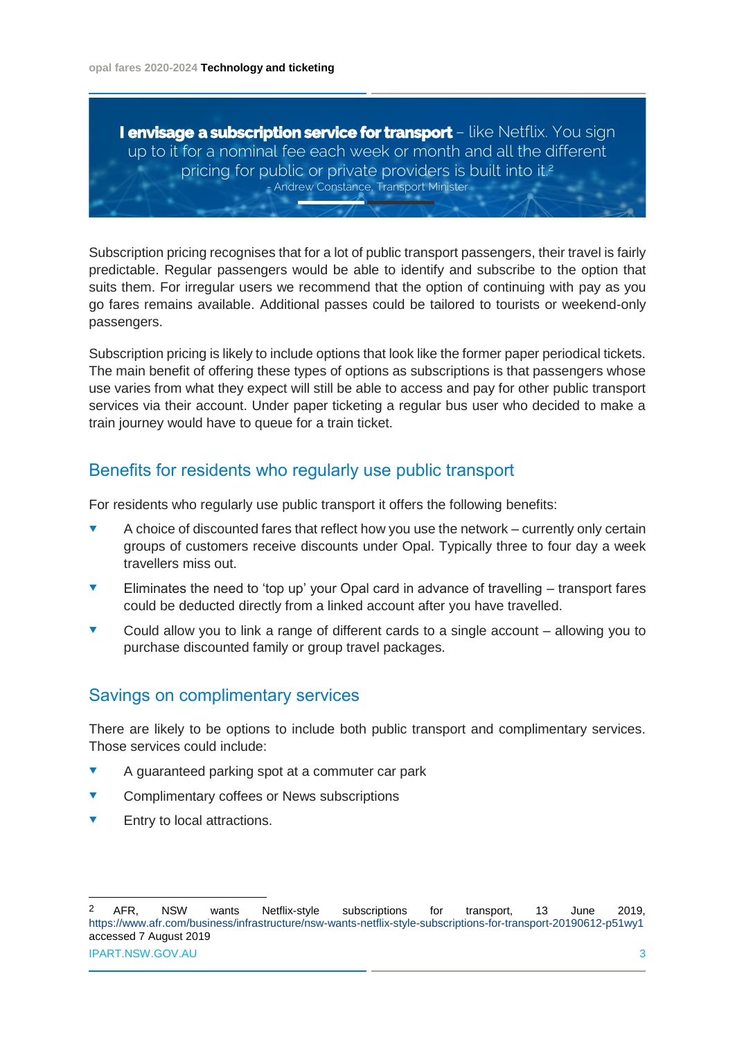> **I envisage a subscription service for transport** – like Netflix. You sign up to it for a nominal fee each week or month and all the different pricing for public or private providers is built into it.[2]
> – Andrew Constance, Transport Minister

Subscription pricing recognises that for a lot of public transport passengers, their travel is fairly predictable. Regular passengers would be able to identify and subscribe to the option that suits them. For irregular users we recommend that the option of continuing with pay as you go fares remains available. Additional passes could be tailored to tourists or weekend-only passengers.

Subscription pricing is likely to include options that look like the former paper periodical tickets. The main benefit of offering these types of options as subscriptions is that passengers whose use varies from what they expect will still be able to access and pay for other public transport services via their account. Under paper ticketing a regular bus user who decided to make a train journey would have to queue for a train ticket.

## Benefits for residents who regularly use public transport

For residents who regularly use public transport it offers the following benefits:

- A choice of discounted fares that reflect how you use the network – currently only certain groups of customers receive discounts under Opal. Typically three to four day a week travellers miss out.
- Eliminates the need to 'top up' your Opal card in advance of travelling – transport fares could be deducted directly from a linked account after you have travelled.
- Could allow you to link a range of different cards to a single account – allowing you to purchase discounted family or group travel packages.

## Savings on complimentary services

There are likely to be options to include both public transport and complimentary services. Those services could include:

- A guaranteed parking spot at a commuter car park
- Complimentary coffees or News subscriptions
- Entry to local attractions.

---

[2] AFR, NSW wants Netflix-style subscriptions for transport, 13 June 2019, https://www.afr.com/business/infrastructure/nsw-wants-netflix-style-subscriptions-for-transport-20190612-p51wy1 accessed 7 August 2019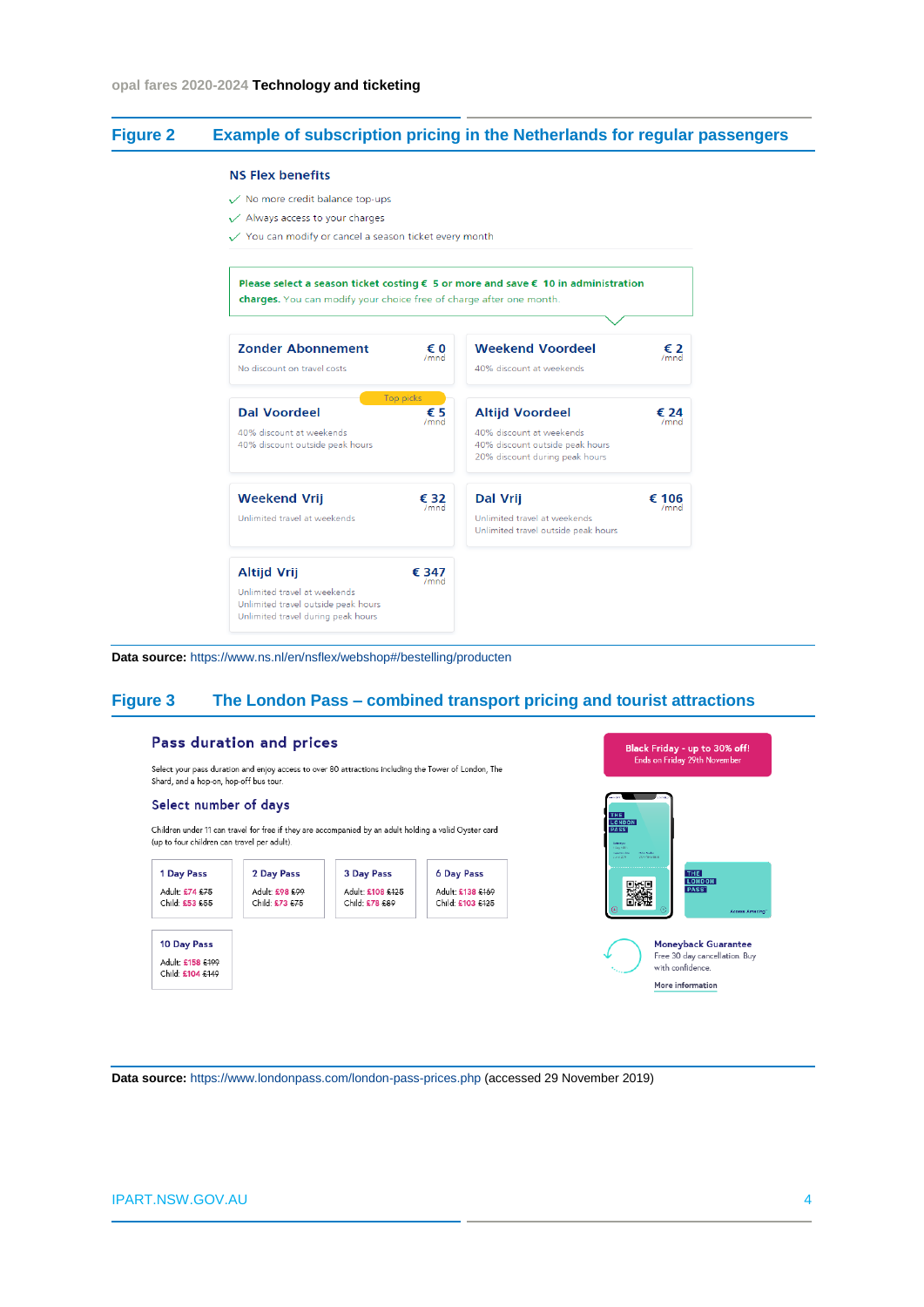## Figure 2 Example of subscription pricing in the Netherlands for regular passengers

**NS Flex benefits**

- No more credit balance top-ups
- Always access to your charges
- You can modify or cancel a season ticket every month

**Please select a season ticket costing € 5 or more and save € 10 in administration charges.** You can modify your choice free of charge after one month.

| Product | Price | Description |
|---|---|---|
| Zonder Abonnement | € 0 /mnd | No discount on travel costs |
| Weekend Voordeel | € 2 /mnd | 40% discount at weekends |
| Dal Voordeel (Top picks) | € 5 /mnd | 40% discount at weekends; 40% discount outside peak hours |
| Altijd Voordeel | € 24 /mnd | 40% discount at weekends; 40% discount outside peak hours; 20% discount during peak hours |
| Weekend Vrij | € 32 /mnd | Unlimited travel at weekends |
| Dal Vrij | € 106 /mnd | Unlimited travel at weekends; Unlimited travel outside peak hours |
| Altijd Vrij | € 347 /mnd | Unlimited travel at weekends; Unlimited travel outside peak hours; Unlimited travel during peak hours |

**Data source:** https://www.ns.nl/en/nsflex/webshop#/bestelling/producten

## Figure 3 The London Pass – combined transport pricing and tourist attractions

**Pass duration and prices**

Select your pass duration and enjoy access to over 80 attractions including the Tower of London, The Shard, and a hop-on, hop-off bus tour.

**Select number of days**

Children under 11 can travel for free if they are accompanied by an adult holding a valid Oyster card (up to four children can travel per adult).

| Pass | Adult | Child |
|---|---|---|
| 1 Day Pass | £74 ~~£75~~ | £53 ~~£55~~ |
| 2 Day Pass | £98 ~~£99~~ | £73 ~~£75~~ |
| 3 Day Pass | £108 ~~£125~~ | £78 ~~£89~~ |
| 6 Day Pass | £138 ~~£169~~ | £103 ~~£125~~ |
| 10 Day Pass | £158 ~~£199~~ | £104 ~~£149~~ |

Black Friday - up to 30% off! Ends on Friday 29th November

THE LONDON PASS

Moneyback Guarantee
Free 30 day cancellation. Buy with confidence.

More information

**Data source:** https://www.londonpass.com/london-pass-prices.php (accessed 29 November 2019)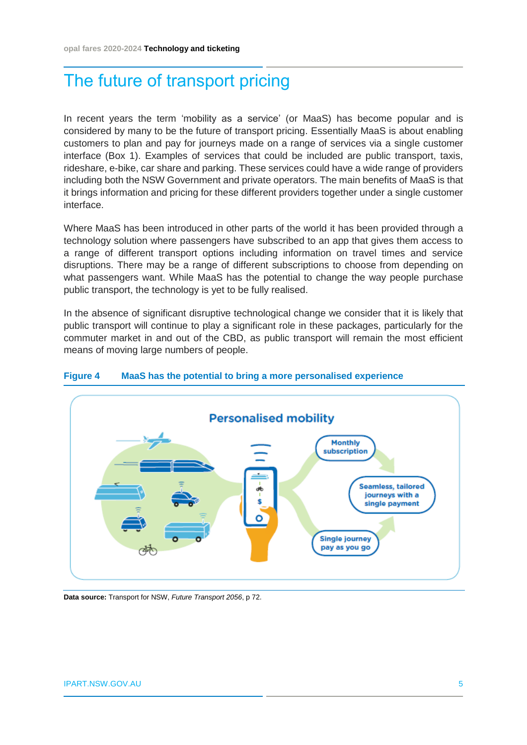# The future of transport pricing

In recent years the term 'mobility as a service' (or MaaS) has become popular and is considered by many to be the future of transport pricing. Essentially MaaS is about enabling customers to plan and pay for journeys made on a range of services via a single customer interface (Box 1). Examples of services that could be included are public transport, taxis, rideshare, e-bike, car share and parking. These services could have a wide range of providers including both the NSW Government and private operators. The main benefits of MaaS is that it brings information and pricing for these different providers together under a single customer interface.

Where MaaS has been introduced in other parts of the world it has been provided through a technology solution where passengers have subscribed to an app that gives them access to a range of different transport options including information on travel times and service disruptions. There may be a range of different subscriptions to choose from depending on what passengers want. While MaaS has the potential to change the way people purchase public transport, the technology is yet to be fully realised.

In the absence of significant disruptive technological change we consider that it is likely that public transport will continue to play a significant role in these packages, particularly for the commuter market in and out of the CBD, as public transport will remain the most efficient means of moving large numbers of people.

**Figure 4 MaaS has the potential to bring a more personalised experience**

Personalised mobility

Monthly subscription

Seamless, tailored journeys with a single payment

Single journey pay as you go

**Data source:** Transport for NSW, *Future Transport 2056*, p 72.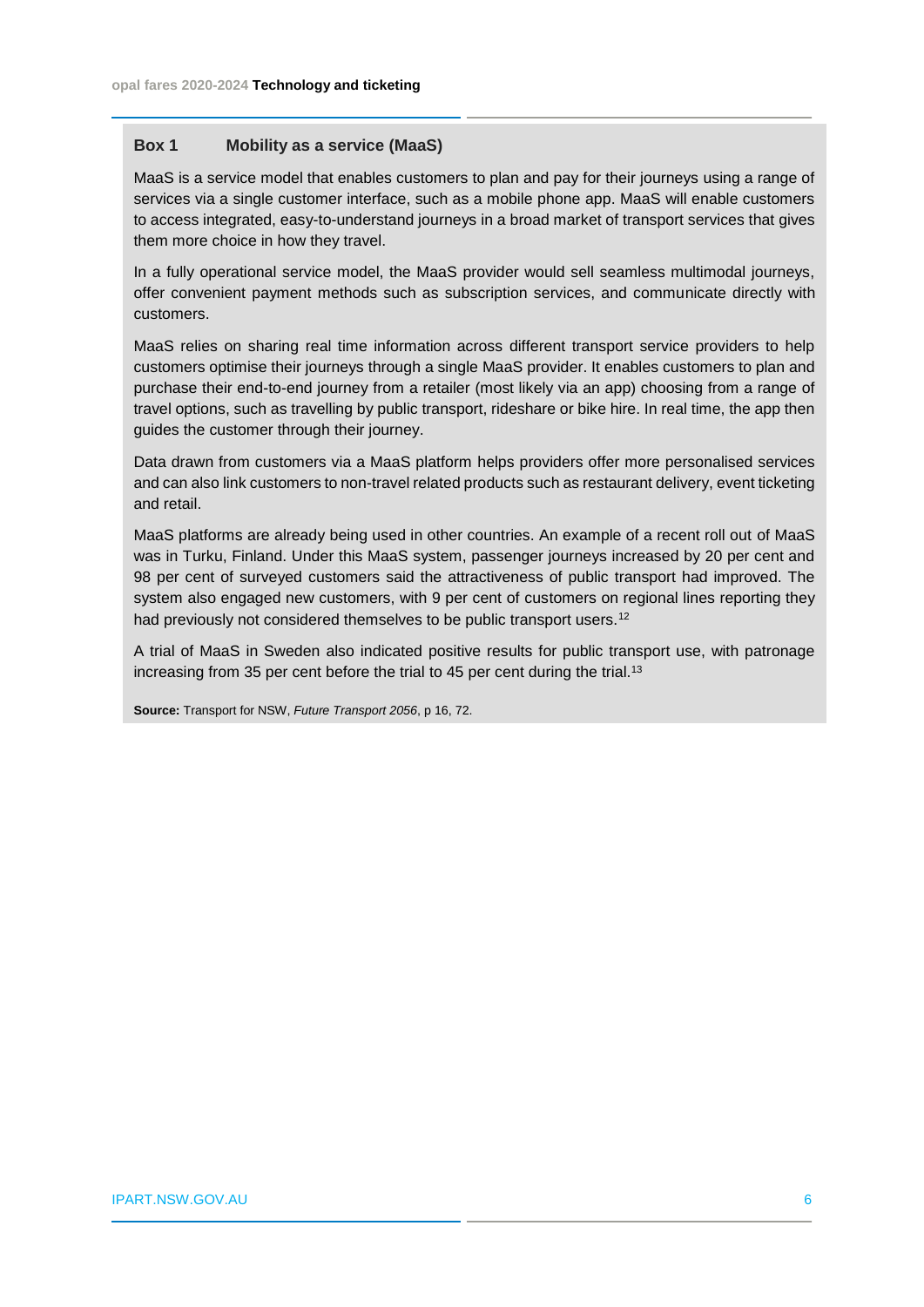### Box 1 Mobility as a service (MaaS)

MaaS is a service model that enables customers to plan and pay for their journeys using a range of services via a single customer interface, such as a mobile phone app. MaaS will enable customers to access integrated, easy-to-understand journeys in a broad market of transport services that gives them more choice in how they travel.

In a fully operational service model, the MaaS provider would sell seamless multimodal journeys, offer convenient payment methods such as subscription services, and communicate directly with customers.

MaaS relies on sharing real time information across different transport service providers to help customers optimise their journeys through a single MaaS provider. It enables customers to plan and purchase their end-to-end journey from a retailer (most likely via an app) choosing from a range of travel options, such as travelling by public transport, rideshare or bike hire. In real time, the app then guides the customer through their journey.

Data drawn from customers via a MaaS platform helps providers offer more personalised services and can also link customers to non-travel related products such as restaurant delivery, event ticketing and retail.

MaaS platforms are already being used in other countries. An example of a recent roll out of MaaS was in Turku, Finland. Under this MaaS system, passenger journeys increased by 20 per cent and 98 per cent of surveyed customers said the attractiveness of public transport had improved. The system also engaged new customers, with 9 per cent of customers on regional lines reporting they had previously not considered themselves to be public transport users.[12]

A trial of MaaS in Sweden also indicated positive results for public transport use, with patronage increasing from 35 per cent before the trial to 45 per cent during the trial.[13]

**Source:** Transport for NSW, *Future Transport 2056*, p 16, 72.